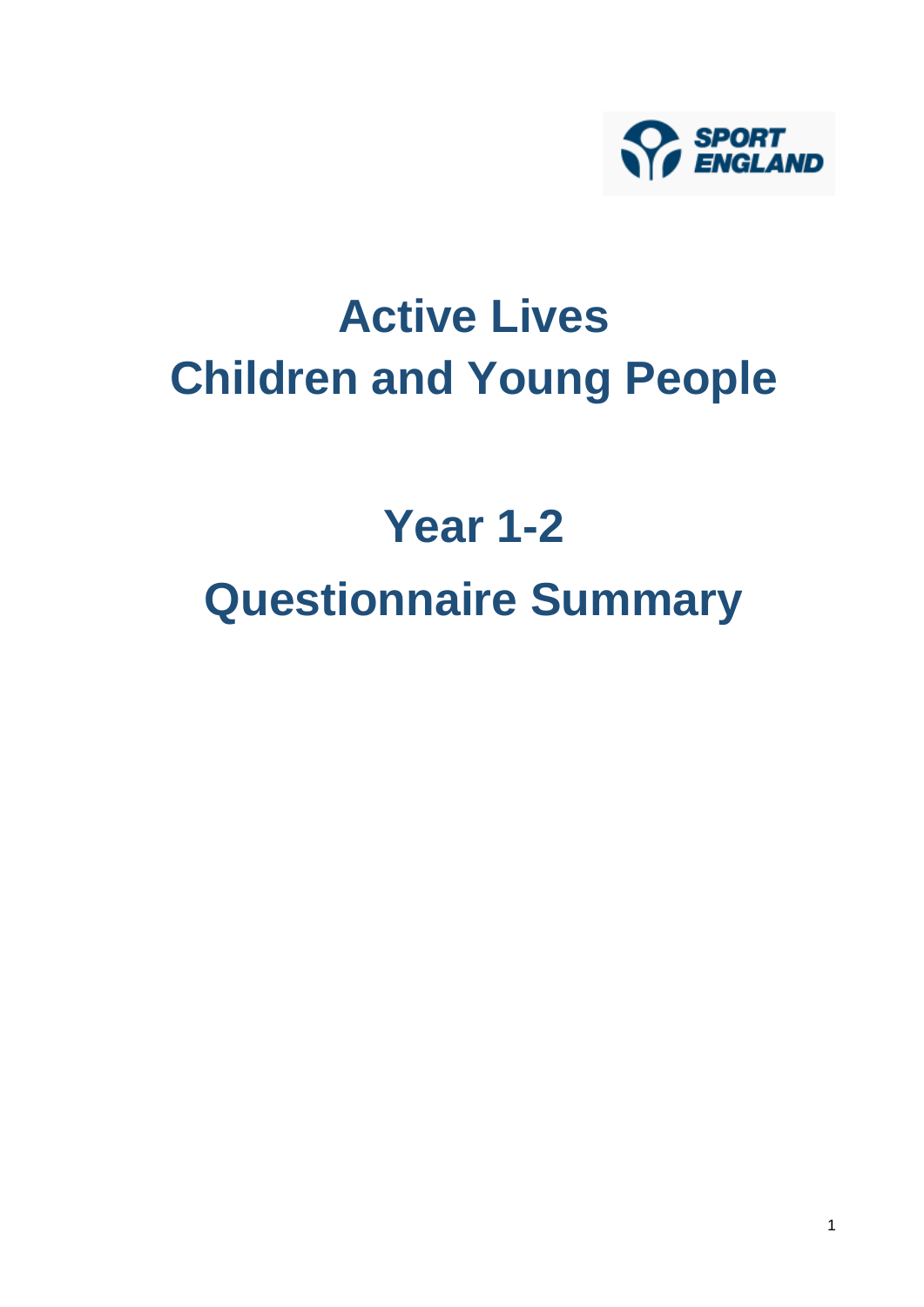SPORT ENGLAND

# Active Lives Children and Young People

# Year 1-2 Questionnaire Summary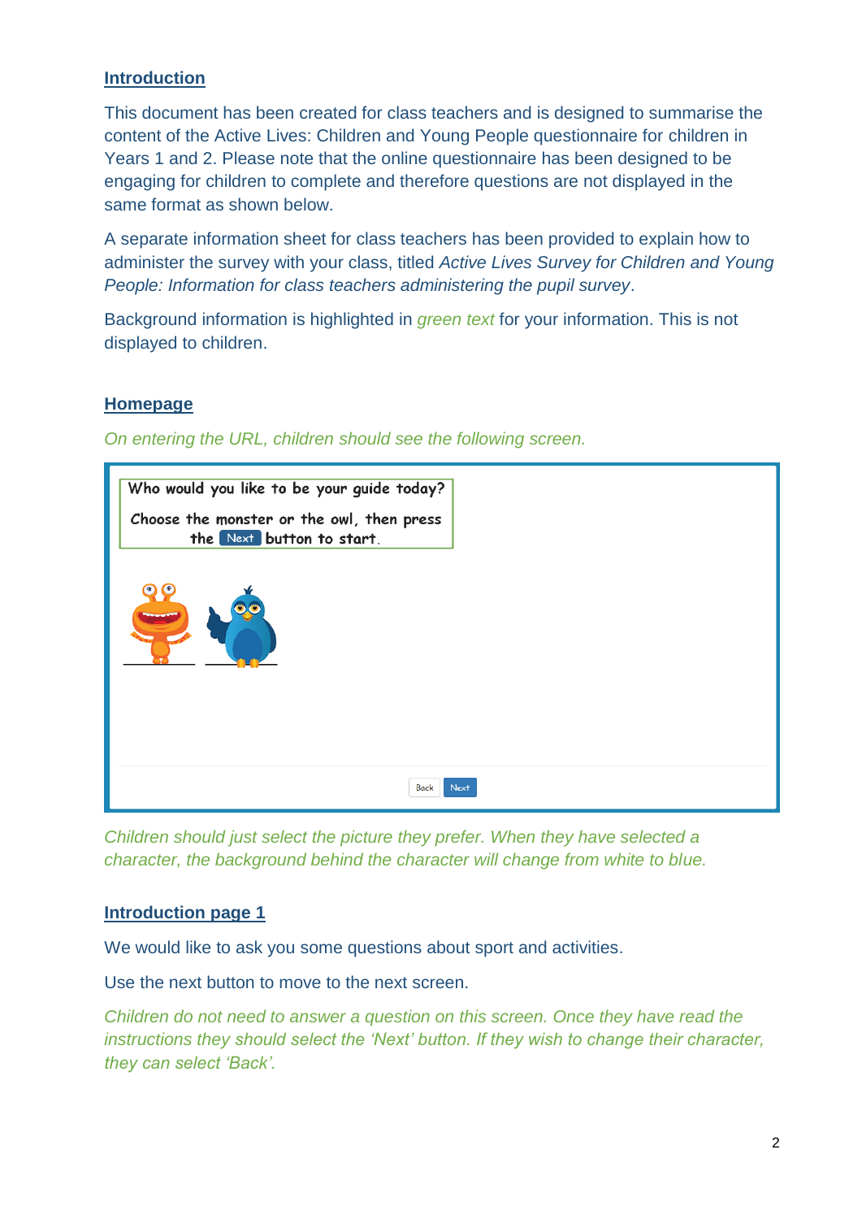## Introduction

This document has been created for class teachers and is designed to summarise the content of the Active Lives: Children and Young People questionnaire for children in Years 1 and 2. Please note that the online questionnaire has been designed to be engaging for children to complete and therefore questions are not displayed in the same format as shown below.

A separate information sheet for class teachers has been provided to explain how to administer the survey with your class, titled *Active Lives Survey for Children and Young People: Information for class teachers administering the pupil survey*.

Background information is highlighted in *green text* for your information. This is not displayed to children.

## Homepage

*On entering the URL, children should see the following screen.*

Who would you like to be your guide today?

Choose the monster or the owl, then press the Next button to start.

Back Next

*Children should just select the picture they prefer. When they have selected a character, the background behind the character will change from white to blue.*

## Introduction page 1

We would like to ask you some questions about sport and activities.

Use the next button to move to the next screen.

*Children do not need to answer a question on this screen. Once they have read the instructions they should select the 'Next' button. If they wish to change their character, they can select 'Back'.*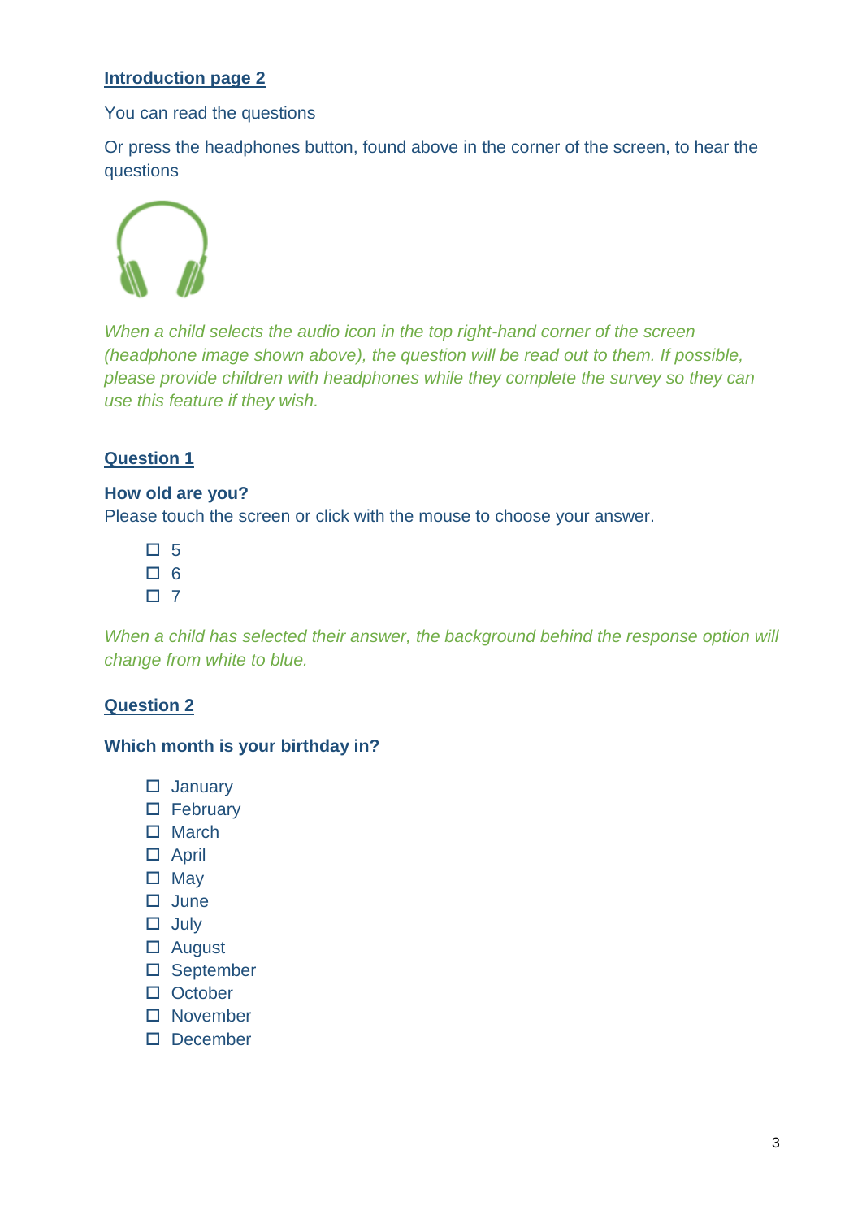## Introduction page 2

You can read the questions

Or press the headphones button, found above in the corner of the screen, to hear the questions

*When a child selects the audio icon in the top right-hand corner of the screen (headphone image shown above), the question will be read out to them. If possible, please provide children with headphones while they complete the survey so they can use this feature if they wish.*

## Question 1

**How old are you?**
Please touch the screen or click with the mouse to choose your answer.

- ☐ 5
- ☐ 6
- ☐ 7

*When a child has selected their answer, the background behind the response option will change from white to blue.*

## Question 2

**Which month is your birthday in?**

- ☐ January
- ☐ February
- ☐ March
- ☐ April
- ☐ May
- ☐ June
- ☐ July
- ☐ August
- ☐ September
- ☐ October
- ☐ November
- ☐ December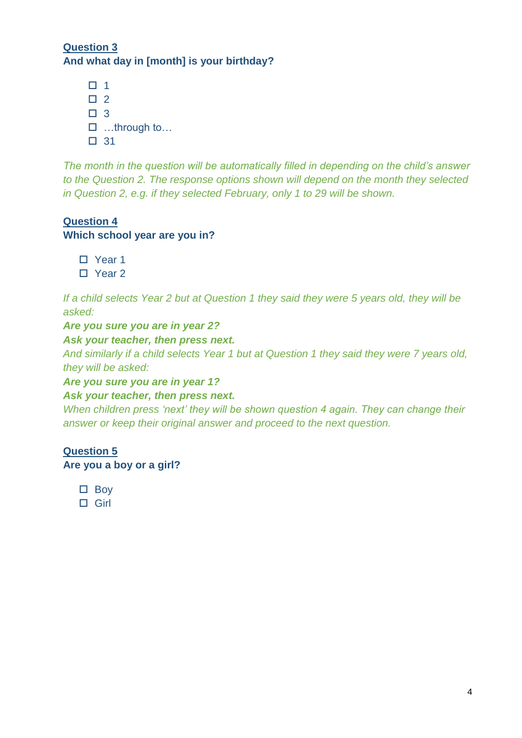**<u>Question 3</u>**
**And what day in [month] is your birthday?**

- ☐ 1
- ☐ 2
- ☐ 3
- ☐ …through to…
- ☐ 31

*The month in the question will be automatically filled in depending on the child's answer to the Question 2. The response options shown will depend on the month they selected in Question 2, e.g. if they selected February, only 1 to 29 will be shown.*

**<u>Question 4</u>**
**Which school year are you in?**

- ☐ Year 1
- ☐ Year 2

*If a child selects Year 2 but at Question 1 they said they were 5 years old, they will be asked:*
***Are you sure you are in year 2?***
***Ask your teacher, then press next.***
*And similarly if a child selects Year 1 but at Question 1 they said they were 7 years old, they will be asked:*
***Are you sure you are in year 1?***
***Ask your teacher, then press next.***
*When children press 'next' they will be shown question 4 again. They can change their answer or keep their original answer and proceed to the next question.*

**<u>Question 5</u>**
**Are you a boy or a girl?**

- ☐ Boy
- ☐ Girl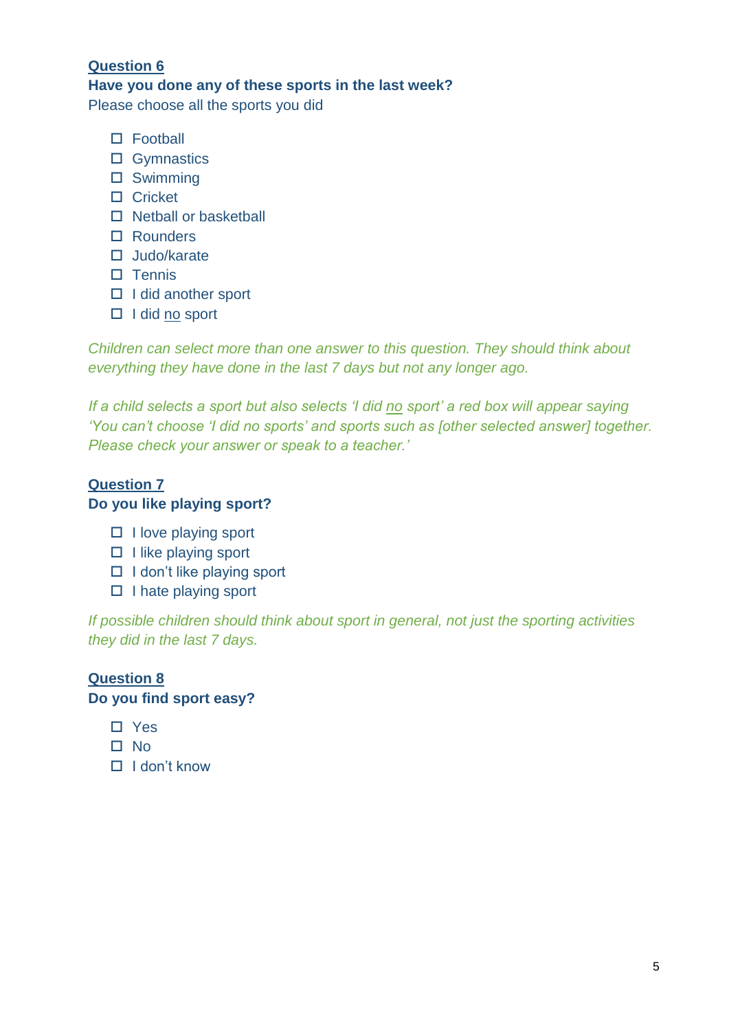## Question 6

**Have you done any of these sports in the last week?**

Please choose all the sports you did

- ☐ Football
- ☐ Gymnastics
- ☐ Swimming
- ☐ Cricket
- ☐ Netball or basketball
- ☐ Rounders
- ☐ Judo/karate
- ☐ Tennis
- ☐ I did another sport
- ☐ I did <u>no</u> sport

*Children can select more than one answer to this question. They should think about everything they have done in the last 7 days but not any longer ago.*

*If a child selects a sport but also selects 'I did <u>no</u> sport' a red box will appear saying 'You can't choose 'I did no sports' and sports such as [other selected answer] together. Please check your answer or speak to a teacher.'*

## Question 7

**Do you like playing sport?**

- ☐ I love playing sport
- ☐ I like playing sport
- ☐ I don't like playing sport
- ☐ I hate playing sport

*If possible children should think about sport in general, not just the sporting activities they did in the last 7 days.*

## Question 8

**Do you find sport easy?**

- ☐ Yes
- ☐ No
- ☐ I don't know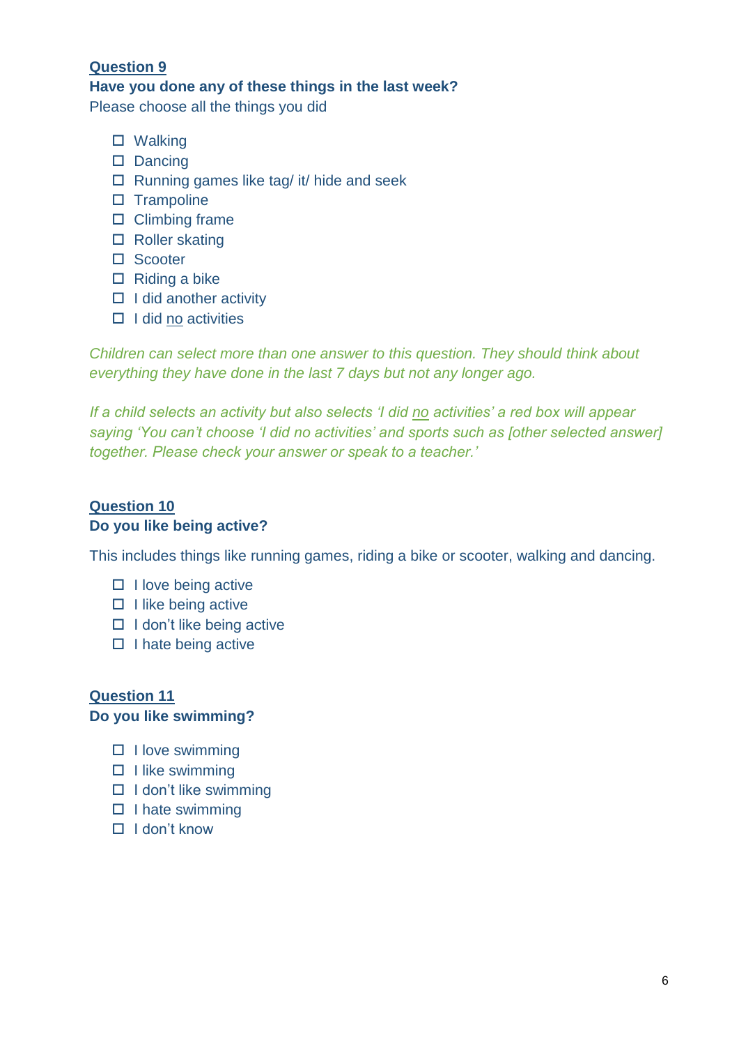**Question 9**

**Have you done any of these things in the last week?**

Please choose all the things you did

- ☐ Walking
- ☐ Dancing
- ☐ Running games like tag/ it/ hide and seek
- ☐ Trampoline
- ☐ Climbing frame
- ☐ Roller skating
- ☐ Scooter
- ☐ Riding a bike
- ☐ I did another activity
- ☐ I did <u>no</u> activities

*Children can select more than one answer to this question. They should think about everything they have done in the last 7 days but not any longer ago.*

*If a child selects an activity but also selects 'I did <u>no</u> activities' a red box will appear saying 'You can't choose 'I did no activities' and sports such as [other selected answer] together. Please check your answer or speak to a teacher.'*

**Question 10**

**Do you like being active?**

This includes things like running games, riding a bike or scooter, walking and dancing.

- ☐ I love being active
- ☐ I like being active
- ☐ I don't like being active
- ☐ I hate being active

**Question 11**

**Do you like swimming?**

- ☐ I love swimming
- ☐ I like swimming
- ☐ I don't like swimming
- ☐ I hate swimming
- ☐ I don't know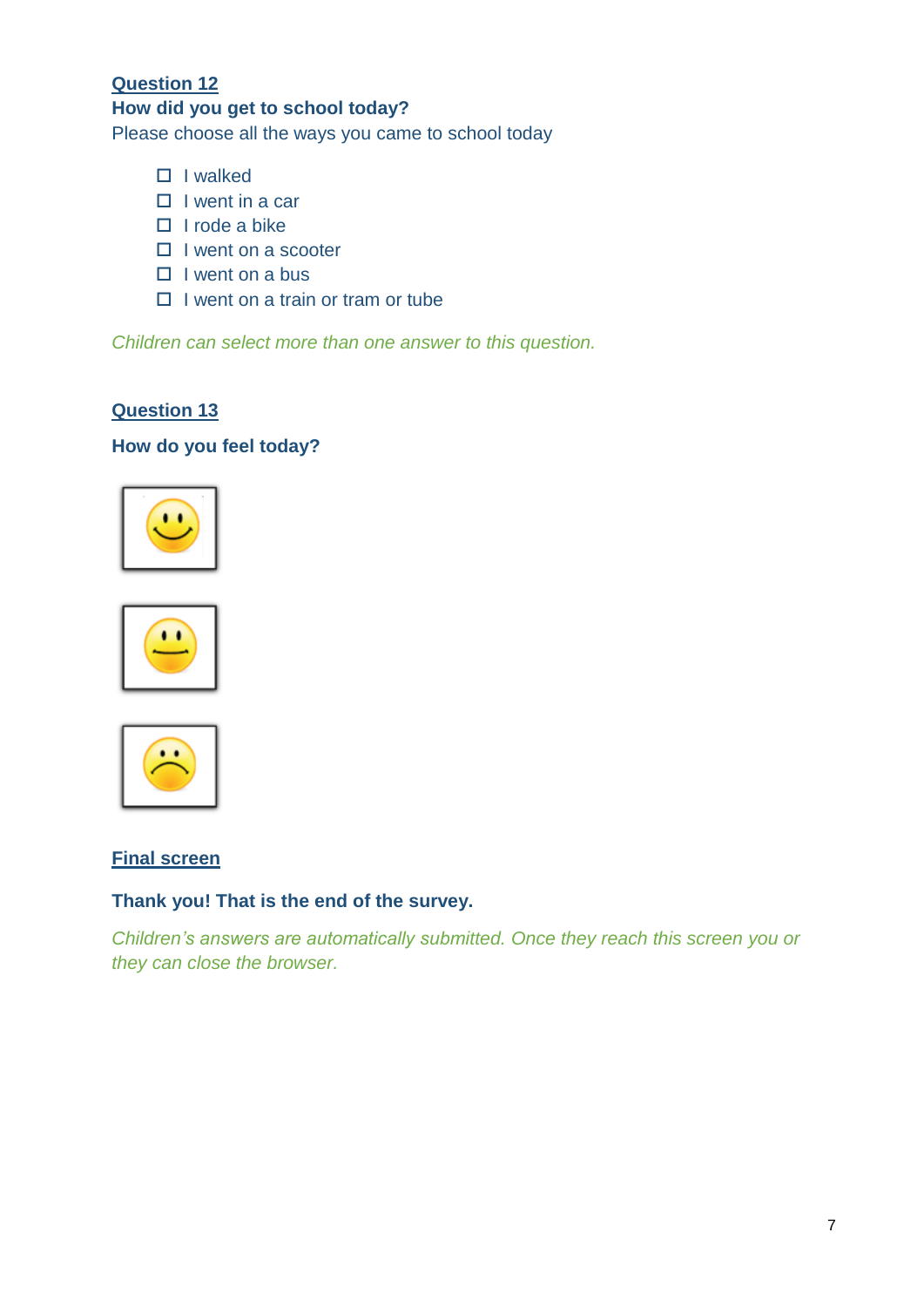**Question 12**

**How did you get to school today?**

Please choose all the ways you came to school today

- ☐ I walked
- ☐ I went in a car
- ☐ I rode a bike
- ☐ I went on a scooter
- ☐ I went on a bus
- ☐ I went on a train or tram or tube

*Children can select more than one answer to this question.*

**Question 13**

**How do you feel today?**

**Final screen**

**Thank you! That is the end of the survey.**

*Children's answers are automatically submitted. Once they reach this screen you or they can close the browser.*